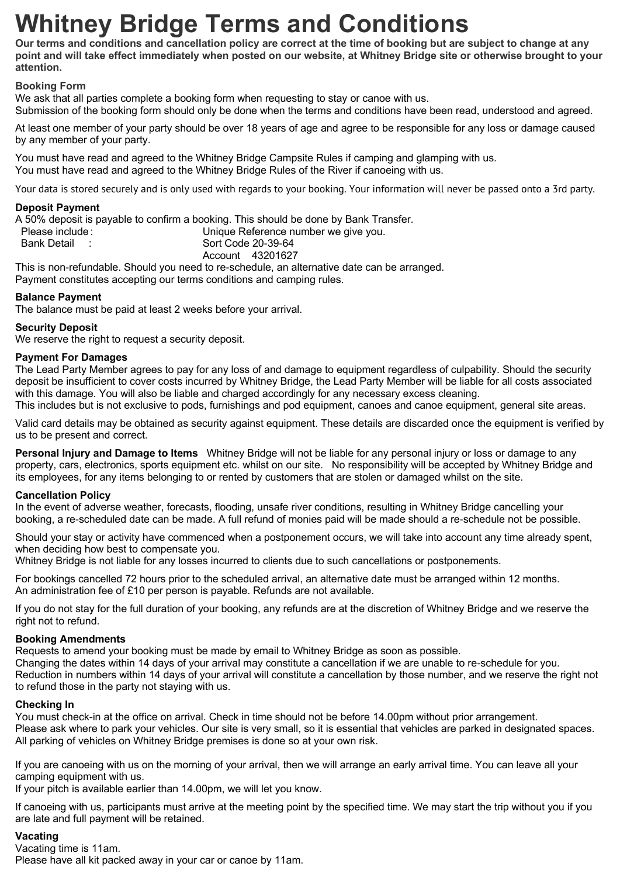# Whitney Bridge Terms and Conditions

**Our terms and conditions and cancellation policy are correct at the time of booking but are subject to change at any point and will take effect immediately when posted on our website, at Whitney Bridge site or otherwise brought to your attention.**

### Booking Form

We ask that all parties complete a booking form when requesting to stay or canoe with us.
Submission of the booking form should only be done when the terms and conditions have been read, understood and agreed.

At least one member of your party should be over 18 years of age and agree to be responsible for any loss or damage caused by any member of your party.

You must have read and agreed to the Whitney Bridge Campsite Rules if camping and glamping with us.
You must have read and agreed to the Whitney Bridge Rules of the River if canoeing with us.

Your data is stored securely and is only used with regards to your booking. Your information will never be passed onto a 3rd party.

### Deposit Payment

A 50% deposit is payable to confirm a booking. This should be done by Bank Transfer.

Please include : Unique Reference number we give you.
Bank Detail : Sort Code 20-39-64
Account 43201627

This is non-refundable. Should you need to re-schedule, an alternative date can be arranged.
Payment constitutes accepting our terms conditions and camping rules.

### Balance Payment

The balance must be paid at least 2 weeks before your arrival.

### Security Deposit

We reserve the right to request a security deposit.

### Payment For Damages

The Lead Party Member agrees to pay for any loss of and damage to equipment regardless of culpability. Should the security deposit be insufficient to cover costs incurred by Whitney Bridge, the Lead Party Member will be liable for all costs associated with this damage. You will also be liable and charged accordingly for any necessary excess cleaning.
This includes but is not exclusive to pods, furnishings and pod equipment, canoes and canoe equipment, general site areas.

Valid card details may be obtained as security against equipment. These details are discarded once the equipment is verified by us to be present and correct.

**Personal Injury and Damage to Items** Whitney Bridge will not be liable for any personal injury or loss or damage to any property, cars, electronics, sports equipment etc. whilst on our site. No responsibility will be accepted by Whitney Bridge and its employees, for any items belonging to or rented by customers that are stolen or damaged whilst on the site.

### Cancellation Policy

In the event of adverse weather, forecasts, flooding, unsafe river conditions, resulting in Whitney Bridge cancelling your booking, a re-scheduled date can be made. A full refund of monies paid will be made should a re-schedule not be possible.

Should your stay or activity have commenced when a postponement occurs, we will take into account any time already spent, when deciding how best to compensate you.
Whitney Bridge is not liable for any losses incurred to clients due to such cancellations or postponements.

For bookings cancelled 72 hours prior to the scheduled arrival, an alternative date must be arranged within 12 months.
An administration fee of £10 per person is payable. Refunds are not available.

If you do not stay for the full duration of your booking, any refunds are at the discretion of Whitney Bridge and we reserve the right not to refund.

### Booking Amendments

Requests to amend your booking must be made by email to Whitney Bridge as soon as possible.
Changing the dates within 14 days of your arrival may constitute a cancellation if we are unable to re-schedule for you.
Reduction in numbers within 14 days of your arrival will constitute a cancellation by those number, and we reserve the right not to refund those in the party not staying with us.

### Checking In

You must check-in at the office on arrival. Check in time should not be before 14.00pm without prior arrangement.
Please ask where to park your vehicles. Our site is very small, so it is essential that vehicles are parked in designated spaces.
All parking of vehicles on Whitney Bridge premises is done so at your own risk.

If you are canoeing with us on the morning of your arrival, then we will arrange an early arrival time. You can leave all your camping equipment with us.
If your pitch is available earlier than 14.00pm, we will let you know.

If canoeing with us, participants must arrive at the meeting point by the specified time. We may start the trip without you if you are late and full payment will be retained.

### Vacating

Vacating time is 11am.
Please have all kit packed away in your car or canoe by 11am.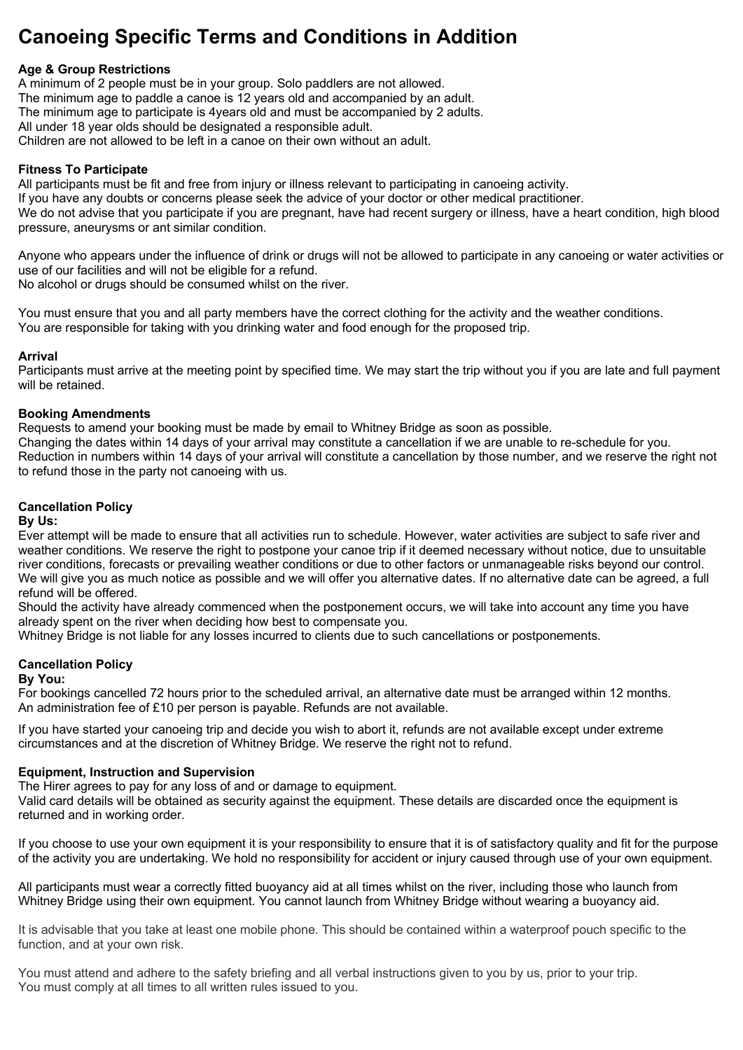# Canoeing Specific Terms and Conditions in Addition

**Age & Group Restrictions**

A minimum of 2 people must be in your group. Solo paddlers are not allowed.
The minimum age to paddle a canoe is 12 years old and accompanied by an adult.
The minimum age to participate is 4years old and must be accompanied by 2 adults.
All under 18 year olds should be designated a responsible adult.
Children are not allowed to be left in a canoe on their own without an adult.

**Fitness To Participate**

All participants must be fit and free from injury or illness relevant to participating in canoeing activity.
If you have any doubts or concerns please seek the advice of your doctor or other medical practitioner.
We do not advise that you participate if you are pregnant, have had recent surgery or illness, have a heart condition, high blood pressure, aneurysms or ant similar condition.

Anyone who appears under the influence of drink or drugs will not be allowed to participate in any canoeing or water activities or use of our facilities and will not be eligible for a refund.
No alcohol or drugs should be consumed whilst on the river.

You must ensure that you and all party members have the correct clothing for the activity and the weather conditions.
You are responsible for taking with you drinking water and food enough for the proposed trip.

**Arrival**

Participants must arrive at the meeting point by specified time. We may start the trip without you if you are late and full payment will be retained.

**Booking Amendments**

Requests to amend your booking must be made by email to Whitney Bridge as soon as possible.
Changing the dates within 14 days of your arrival may constitute a cancellation if we are unable to re-schedule for you.
Reduction in numbers within 14 days of your arrival will constitute a cancellation by those number, and we reserve the right not to refund those in the party not canoeing with us.

**Cancellation Policy**
**By Us:**

Ever attempt will be made to ensure that all activities run to schedule. However, water activities are subject to safe river and weather conditions. We reserve the right to postpone your canoe trip if it deemed necessary without notice, due to unsuitable river conditions, forecasts or prevailing weather conditions or due to other factors or unmanageable risks beyond our control. We will give you as much notice as possible and we will offer you alternative dates. If no alternative date can be agreed, a full refund will be offered.
Should the activity have already commenced when the postponement occurs, we will take into account any time you have already spent on the river when deciding how best to compensate you.
Whitney Bridge is not liable for any losses incurred to clients due to such cancellations or postponements.

**Cancellation Policy**
**By You:**

For bookings cancelled 72 hours prior to the scheduled arrival, an alternative date must be arranged within 12 months.
An administration fee of £10 per person is payable. Refunds are not available.

If you have started your canoeing trip and decide you wish to abort it, refunds are not available except under extreme circumstances and at the discretion of Whitney Bridge. We reserve the right not to refund.

**Equipment, Instruction and Supervision**

The Hirer agrees to pay for any loss of and or damage to equipment.
Valid card details will be obtained as security against the equipment. These details are discarded once the equipment is returned and in working order.

If you choose to use your own equipment it is your responsibility to ensure that it is of satisfactory quality and fit for the purpose of the activity you are undertaking. We hold no responsibility for accident or injury caused through use of your own equipment.

All participants must wear a correctly fitted buoyancy aid at all times whilst on the river, including those who launch from Whitney Bridge using their own equipment. You cannot launch from Whitney Bridge without wearing a buoyancy aid.

It is advisable that you take at least one mobile phone. This should be contained within a waterproof pouch specific to the function, and at your own risk.

You must attend and adhere to the safety briefing and all verbal instructions given to you by us, prior to your trip.
You must comply at all times to all written rules issued to you.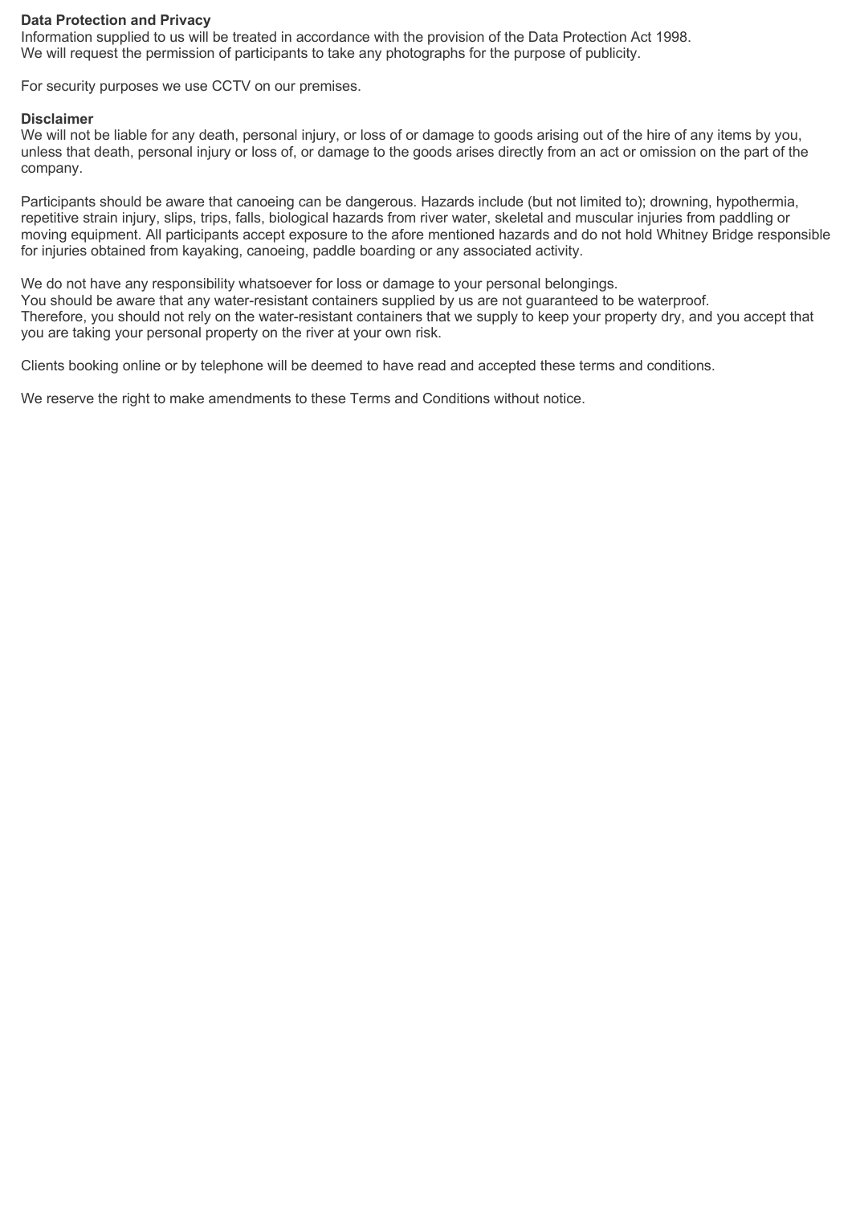**Data Protection and Privacy**
Information supplied to us will be treated in accordance with the provision of the Data Protection Act 1998.
We will request the permission of participants to take any photographs for the purpose of publicity.

For security purposes we use CCTV on our premises.

**Disclaimer**
We will not be liable for any death, personal injury, or loss of or damage to goods arising out of the hire of any items by you, unless that death, personal injury or loss of, or damage to the goods arises directly from an act or omission on the part of the company.

Participants should be aware that canoeing can be dangerous. Hazards include (but not limited to); drowning, hypothermia, repetitive strain injury, slips, trips, falls, biological hazards from river water, skeletal and muscular injuries from paddling or moving equipment. All participants accept exposure to the afore mentioned hazards and do not hold Whitney Bridge responsible for injuries obtained from kayaking, canoeing, paddle boarding or any associated activity.

We do not have any responsibility whatsoever for loss or damage to your personal belongings.
You should be aware that any water-resistant containers supplied by us are not guaranteed to be waterproof.
Therefore, you should not rely on the water-resistant containers that we supply to keep your property dry, and you accept that you are taking your personal property on the river at your own risk.

Clients booking online or by telephone will be deemed to have read and accepted these terms and conditions.

We reserve the right to make amendments to these Terms and Conditions without notice.